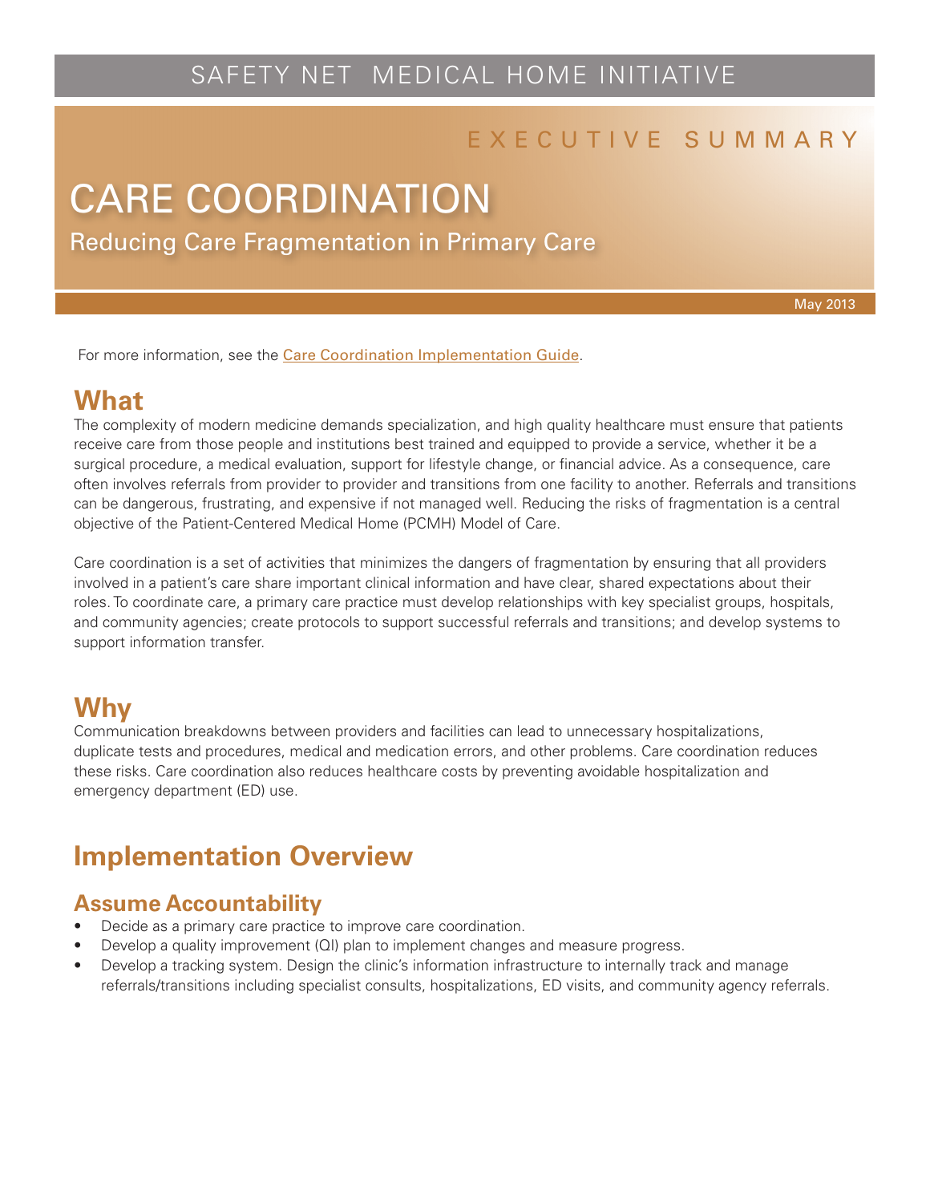SAFETY NET MEDICAL HOME INITIATIVE

EXECUTIVE SUMMARY

# CARE COORDINATION

Reducing Care Fragmentation in Primary Care

May 2013

For more information, see the Care Coordination Implementation Guide.

## What

The complexity of modern medicine demands specialization, and high quality healthcare must ensure that patients receive care from those people and institutions best trained and equipped to provide a service, whether it be a surgical procedure, a medical evaluation, support for lifestyle change, or financial advice. As a consequence, care often involves referrals from provider to provider and transitions from one facility to another. Referrals and transitions can be dangerous, frustrating, and expensive if not managed well. Reducing the risks of fragmentation is a central objective of the Patient-Centered Medical Home (PCMH) Model of Care.

Care coordination is a set of activities that minimizes the dangers of fragmentation by ensuring that all providers involved in a patient's care share important clinical information and have clear, shared expectations about their roles. To coordinate care, a primary care practice must develop relationships with key specialist groups, hospitals, and community agencies; create protocols to support successful referrals and transitions; and develop systems to support information transfer.

## Why

Communication breakdowns between providers and facilities can lead to unnecessary hospitalizations, duplicate tests and procedures, medical and medication errors, and other problems. Care coordination reduces these risks. Care coordination also reduces healthcare costs by preventing avoidable hospitalization and emergency department (ED) use.

## Implementation Overview

### Assume Accountability

- Decide as a primary care practice to improve care coordination.
- Develop a quality improvement (QI) plan to implement changes and measure progress.
- Develop a tracking system. Design the clinic's information infrastructure to internally track and manage referrals/transitions including specialist consults, hospitalizations, ED visits, and community agency referrals.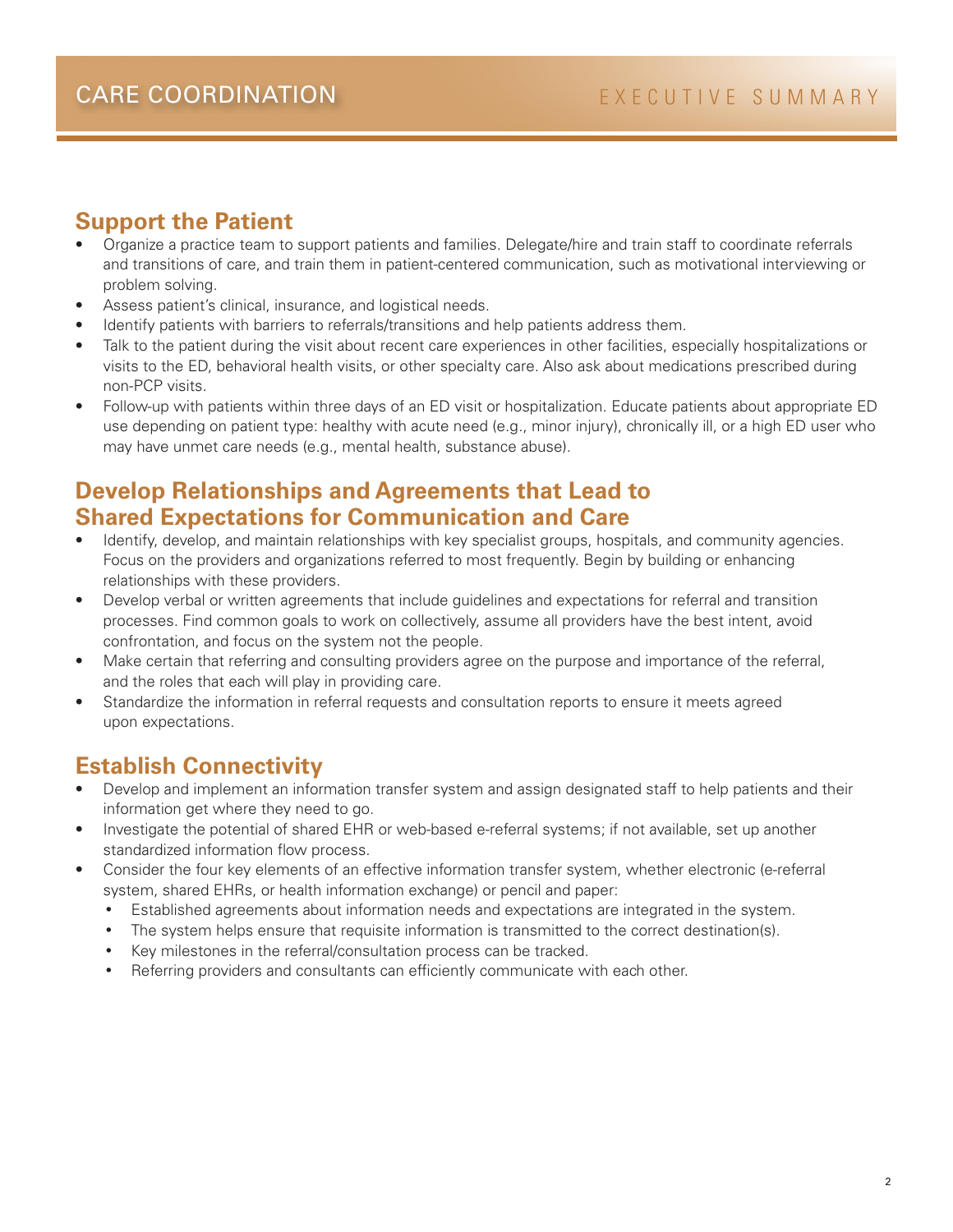## Support the Patient

- Organize a practice team to support patients and families. Delegate/hire and train staff to coordinate referrals and transitions of care, and train them in patient-centered communication, such as motivational interviewing or problem solving.
- Assess patient's clinical, insurance, and logistical needs.
- Identify patients with barriers to referrals/transitions and help patients address them.
- Talk to the patient during the visit about recent care experiences in other facilities, especially hospitalizations or visits to the ED, behavioral health visits, or other specialty care. Also ask about medications prescribed during non-PCP visits.
- Follow-up with patients within three days of an ED visit or hospitalization. Educate patients about appropriate ED use depending on patient type: healthy with acute need (e.g., minor injury), chronically ill, or a high ED user who may have unmet care needs (e.g., mental health, substance abuse).

## Develop Relationships and Agreements that Lead to Shared Expectations for Communication and Care

- Identify, develop, and maintain relationships with key specialist groups, hospitals, and community agencies. Focus on the providers and organizations referred to most frequently. Begin by building or enhancing relationships with these providers.
- Develop verbal or written agreements that include guidelines and expectations for referral and transition processes. Find common goals to work on collectively, assume all providers have the best intent, avoid confrontation, and focus on the system not the people.
- Make certain that referring and consulting providers agree on the purpose and importance of the referral, and the roles that each will play in providing care.
- Standardize the information in referral requests and consultation reports to ensure it meets agreed upon expectations.

## Establish Connectivity

- Develop and implement an information transfer system and assign designated staff to help patients and their information get where they need to go.
- Investigate the potential of shared EHR or web-based e-referral systems; if not available, set up another standardized information flow process.
- Consider the four key elements of an effective information transfer system, whether electronic (e-referral system, shared EHRs, or health information exchange) or pencil and paper:
  - Established agreements about information needs and expectations are integrated in the system.
  - The system helps ensure that requisite information is transmitted to the correct destination(s).
  - Key milestones in the referral/consultation process can be tracked.
  - Referring providers and consultants can efficiently communicate with each other.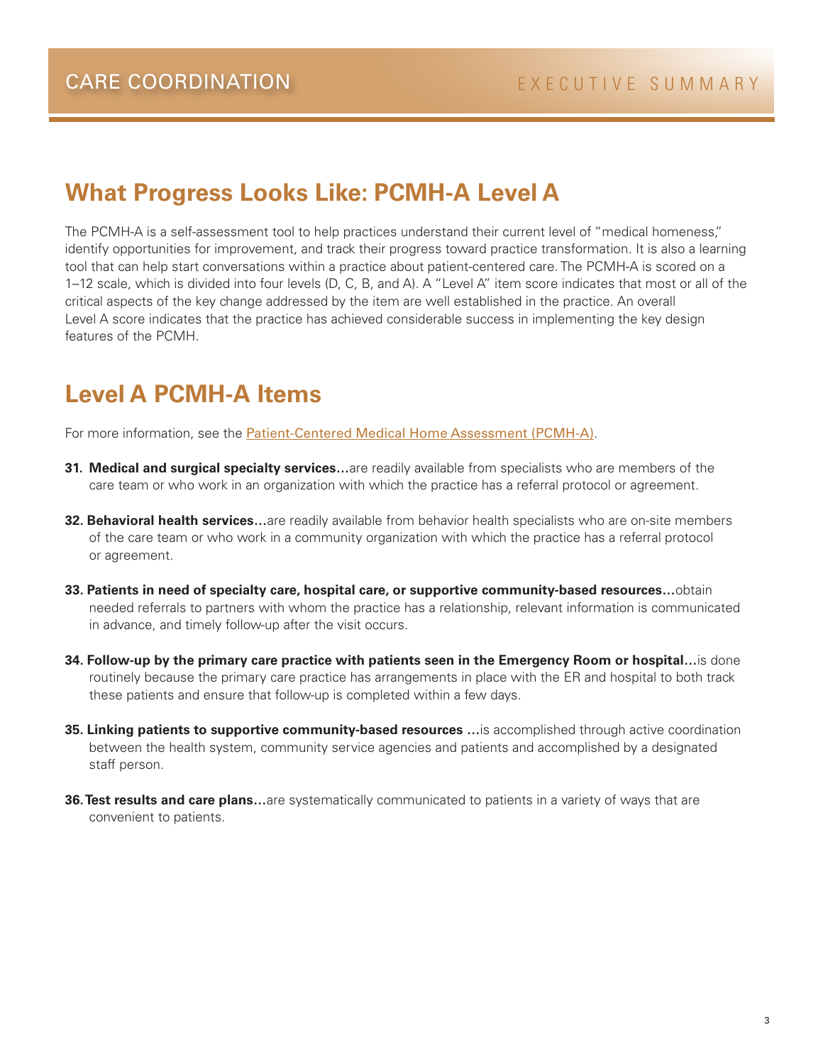## What Progress Looks Like: PCMH-A Level A

The PCMH-A is a self-assessment tool to help practices understand their current level of "medical homeness," identify opportunities for improvement, and track their progress toward practice transformation. It is also a learning tool that can help start conversations within a practice about patient-centered care. The PCMH-A is scored on a 1–12 scale, which is divided into four levels (D, C, B, and A). A "Level A" item score indicates that most or all of the critical aspects of the key change addressed by the item are well established in the practice. An overall Level A score indicates that the practice has achieved considerable success in implementing the key design features of the PCMH.

## Level A PCMH-A Items

For more information, see the Patient-Centered Medical Home Assessment (PCMH-A).

31. **Medical and surgical specialty services…**are readily available from specialists who are members of the care team or who work in an organization with which the practice has a referral protocol or agreement.

32. **Behavioral health services…**are readily available from behavior health specialists who are on-site members of the care team or who work in a community organization with which the practice has a referral protocol or agreement.

33. **Patients in need of specialty care, hospital care, or supportive community-based resources…**obtain needed referrals to partners with whom the practice has a relationship, relevant information is communicated in advance, and timely follow-up after the visit occurs.

34. **Follow-up by the primary care practice with patients seen in the Emergency Room or hospital…**is done routinely because the primary care practice has arrangements in place with the ER and hospital to both track these patients and ensure that follow-up is completed within a few days.

35. **Linking patients to supportive community-based resources …**is accomplished through active coordination between the health system, community service agencies and patients and accomplished by a designated staff person.

36. **Test results and care plans…**are systematically communicated to patients in a variety of ways that are convenient to patients.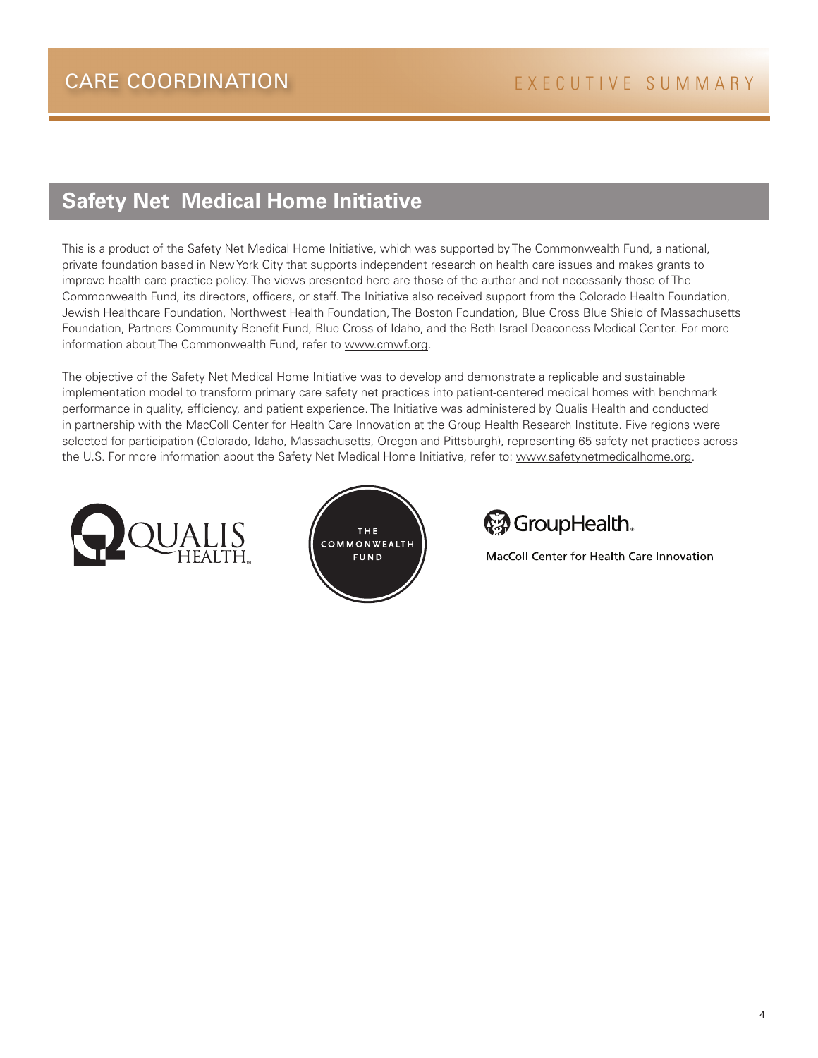## Safety Net Medical Home Initiative

This is a product of the Safety Net Medical Home Initiative, which was supported by The Commonwealth Fund, a national, private foundation based in New York City that supports independent research on health care issues and makes grants to improve health care practice policy. The views presented here are those of the author and not necessarily those of The Commonwealth Fund, its directors, officers, or staff. The Initiative also received support from the Colorado Health Foundation, Jewish Healthcare Foundation, Northwest Health Foundation, The Boston Foundation, Blue Cross Blue Shield of Massachusetts Foundation, Partners Community Benefit Fund, Blue Cross of Idaho, and the Beth Israel Deaconess Medical Center. For more information about The Commonwealth Fund, refer to www.cmwf.org.

The objective of the Safety Net Medical Home Initiative was to develop and demonstrate a replicable and sustainable implementation model to transform primary care safety net practices into patient-centered medical homes with benchmark performance in quality, efficiency, and patient experience. The Initiative was administered by Qualis Health and conducted in partnership with the MacColl Center for Health Care Innovation at the Group Health Research Institute. Five regions were selected for participation (Colorado, Idaho, Massachusetts, Oregon and Pittsburgh), representing 65 safety net practices across the U.S. For more information about the Safety Net Medical Home Initiative, refer to: www.safetynetmedicalhome.org.

QUALIS HEALTH

THE COMMONWEALTH FUND

GroupHealth.

MacColl Center for Health Care Innovation